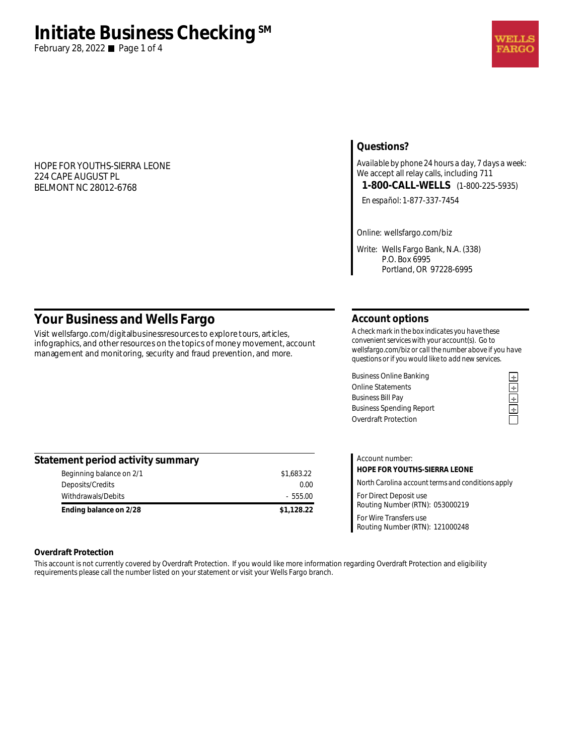# Initiate Business Checking℠

February 28, 2022

HOPE FOR YOUTHS-SIERRA LEONE
224 CAPE AUGUST PL
BELMONT NC 28012-6768

## Questions?

*Available by phone 24 hours a day, 7 days a week:*
We accept all relay calls, including 711

**1-800-CALL-WELLS** (1-800-225-5935)

*En español:* 1-877-337-7454

Online: wellsfargo.com/biz

Write: Wells Fargo Bank, N.A. (338)
P.O. Box 6995
Portland, OR 97228-6995

## Your Business and Wells Fargo

Visit wellsfargo.com/digitalbusinessresources to explore tours, articles, infographics, and other resources on the topics of money movement, account management and monitoring, security and fraud prevention, and more.

## Account options

*A check mark in the box indicates you have these convenient services with your account(s). Go to wellsfargo.com/biz or call the number above if you have questions or if you would like to add new services.*

| Service | |
|---|---|
| Business Online Banking | ✓ |
| Online Statements | ✓ |
| Business Bill Pay | ✓ |
| Business Spending Report | ✓ |
| Overdraft Protection | |

## Statement period activity summary

| | |
|---|---|
| Beginning balance on 2/1 | $1,683.22 |
| Deposits/Credits | 0.00 |
| Withdrawals/Debits | - 555.00 |
| **Ending balance on 2/28** | **$1,128.22** |

Account number:
**HOPE FOR YOUTHS-SIERRA LEONE**

*North Carolina account terms and conditions apply*

For Direct Deposit use
Routing Number (RTN): 053000219

For Wire Transfers use
Routing Number (RTN): 121000248

### Overdraft Protection

This account is not currently covered by Overdraft Protection. If you would like more information regarding Overdraft Protection and eligibility requirements please call the number listed on your statement or visit your Wells Fargo branch.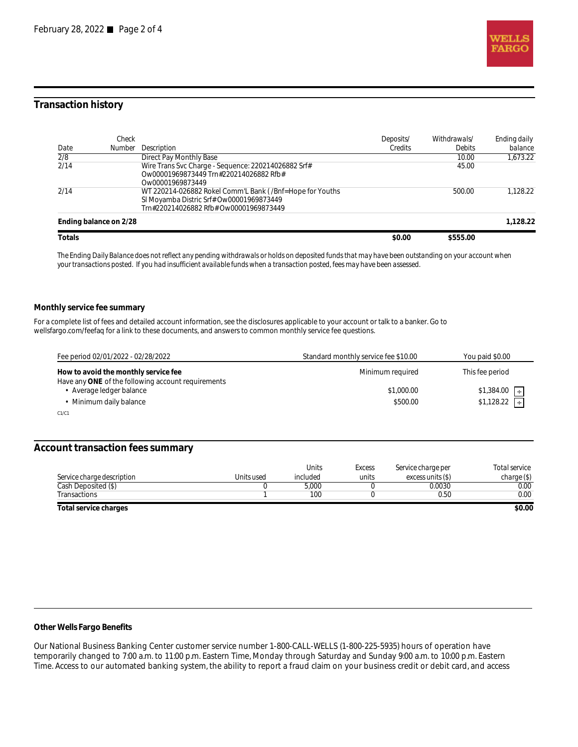## Transaction history

| Date | Check Number | Description | Deposits/ Credits | Withdrawals/ Debits | Ending daily balance |
|---|---|---|---|---|---|
| 2/8 | | Direct Pay Monthly Base | | 10.00 | 1,673.22 |
| 2/14 | | Wire Trans Svc Charge - Sequence: 220214026882 Srf# Ow00001969873449 Trn#220214026882 Rfb# Ow00001969873449 | | 45.00 | |
| 2/14 | | WT 220214-026882 Rokel Comm'L Bank ( /Bnf=Hope for Youths Sl Moyamba Distric Srf# Ow00001969873449 Trn#220214026882 Rfb# Ow00001969873449 | | 500.00 | 1,128.22 |
| **Ending balance on 2/28** | | | | | **1,128.22** |
| **Totals** | | | **$0.00** | **$555.00** | |

*The Ending Daily Balance does not reflect any pending withdrawals or holds on deposited funds that may have been outstanding on your account when your transactions posted. If you had insufficient available funds when a transaction posted, fees may have been assessed.*

### Monthly service fee summary

For a complete list of fees and detailed account information, see the disclosures applicable to your account or talk to a banker. Go to wellsfargo.com/feefaq for a link to these documents, and answers to common monthly service fee questions.

| Fee period 02/01/2022 - 02/28/2022 | Standard monthly service fee $10.00 | You paid $0.00 |
|---|---|---|
| **How to avoid the monthly service fee** | Minimum required | This fee period |
| Have any **ONE** of the following account requirements | | |
| • Average ledger balance | $1,000.00 | $1,384.00 ☑ |
| • Minimum daily balance | $500.00 | $1,128.22 ☑ |

C1/C1

## Account transaction fees summary

| Service charge description | Units used | Units included | Excess units | Service charge per excess units ($) | Total service charge ($) |
|---|---|---|---|---|---|
| Cash Deposited ($) | 0 | 5,000 | 0 | 0.0030 | 0.00 |
| Transactions | 1 | 100 | 0 | 0.50 | 0.00 |
| **Total service charges** | | | | | **$0.00** |

### Other Wells Fargo Benefits

Our National Business Banking Center customer service number 1-800-CALL-WELLS (1-800-225-5935) hours of operation have temporarily changed to 7:00 a.m. to 11:00 p.m. Eastern Time, Monday through Saturday and Sunday 9:00 a.m. to 10:00 p.m. Eastern Time. Access to our automated banking system, the ability to report a fraud claim on your business credit or debit card, and access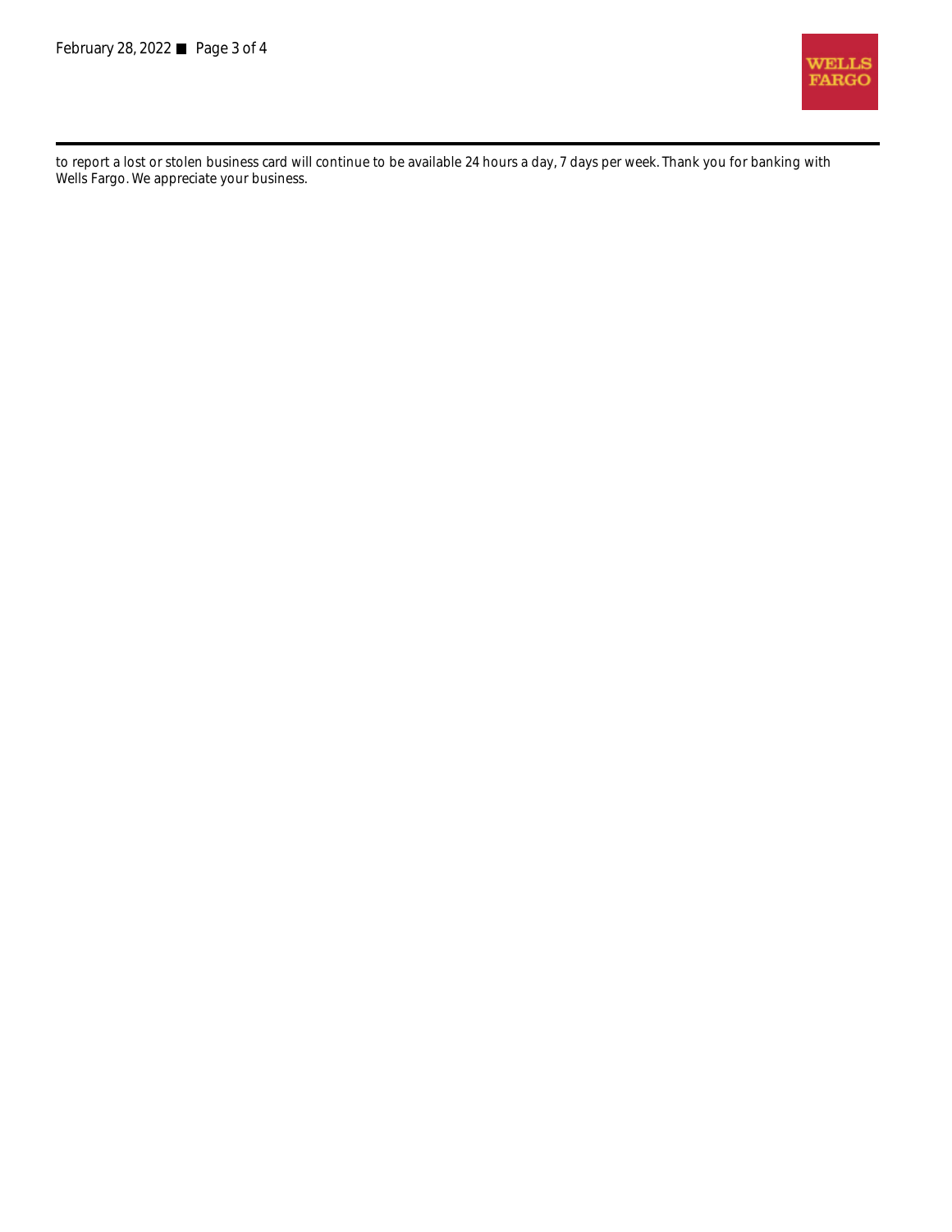to report a lost or stolen business card will continue to be available 24 hours a day, 7 days per week. Thank you for banking with Wells Fargo. We appreciate your business.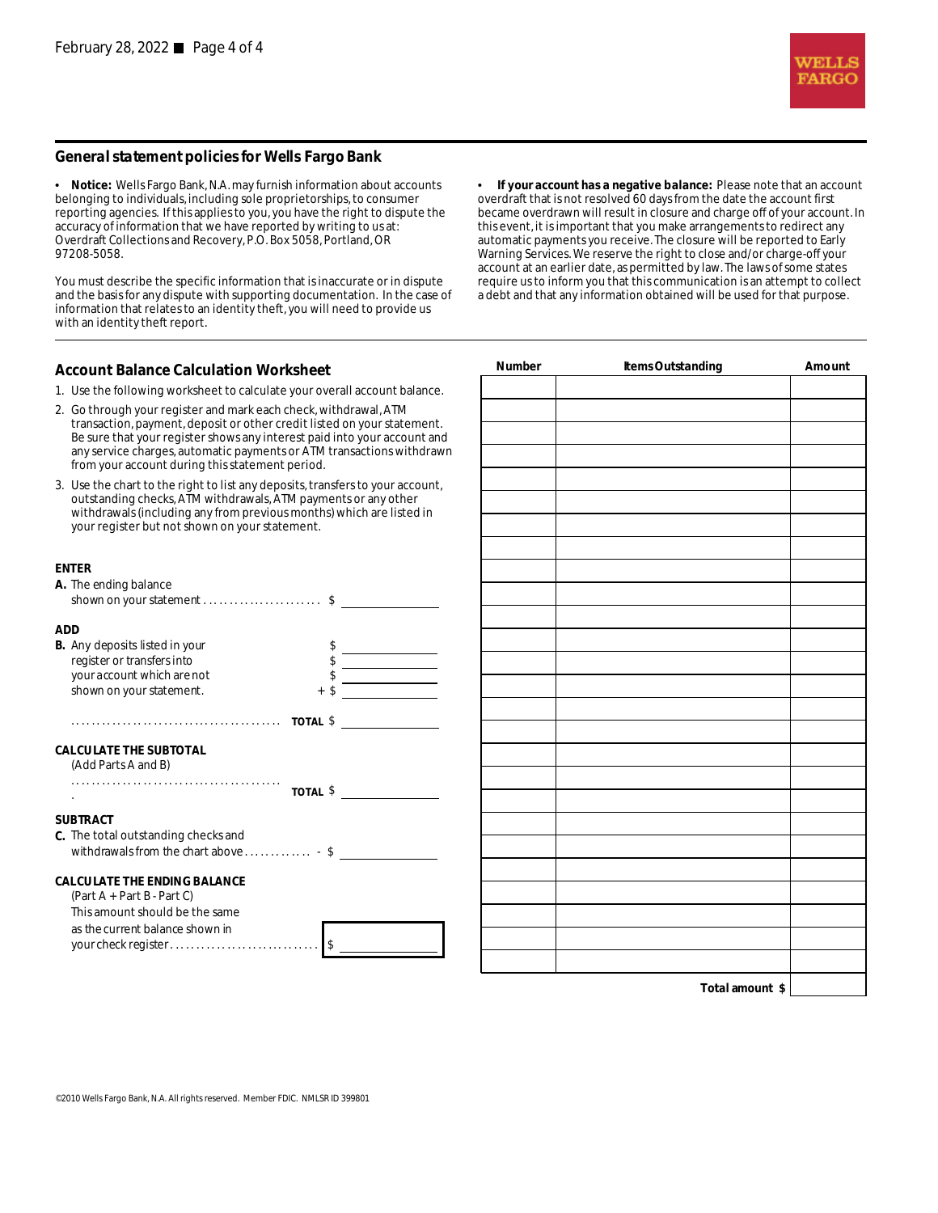## General statement policies for Wells Fargo Bank

- **Notice:** Wells Fargo Bank, N.A. may furnish information about accounts belonging to individuals, including sole proprietorships, to consumer reporting agencies. If this applies to you, you have the right to dispute the accuracy of information that we have reported by writing to us at: Overdraft Collections and Recovery, P.O. Box 5058, Portland, OR 97208-5058.

You must describe the specific information that is inaccurate or in dispute and the basis for any dispute with supporting documentation. In the case of information that relates to an identity theft, you will need to provide us with an identity theft report.

- **If your account has a negative balance:** Please note that an account overdraft that is not resolved 60 days from the date the account first became overdrawn will result in closure and charge off of your account. In this event, it is important that you make arrangements to redirect any automatic payments you receive. The closure will be reported to Early Warning Services. We reserve the right to close and/or charge-off your account at an earlier date, as permitted by law. The laws of some states require us to inform you that this communication is an attempt to collect a debt and that any information obtained will be used for that purpose.

## Account Balance Calculation Worksheet

1. Use the following worksheet to calculate your overall account balance.
2. Go through your register and mark each check, withdrawal, ATM transaction, payment, deposit or other credit listed on your statement. Be sure that your register shows any interest paid into your account and any service charges, automatic payments or ATM transactions withdrawn from your account during this statement period.
3. Use the chart to the right to list any deposits, transfers to your account, outstanding checks, ATM withdrawals, ATM payments or any other withdrawals (including any from previous months) which are listed in your register but not shown on your statement.

**ENTER**

**A.** The ending balance shown on your statement . . . . . . . . . . . . . . . . . . . . . . $ ____________

**ADD**

**B.** Any deposits listed in your register or transfers into your account which are not shown on your statement.

$ ____________
$ ____________
$ ____________
\+ $ ____________

. . . . . . . . . . . . . . . . . . . . . . . . . . . . . . . . . . . . . . . **TOTAL** $ ____________

**CALCULATE THE SUBTOTAL**
(Add Parts A and B)

. . . . . . . . . . . . . . . . . . . . . . . . . . . . . . . . . . . . . . . **TOTAL** $ ____________

**SUBTRACT**

**C.** The total outstanding checks and withdrawals from the chart above . . . . . . . . . . . . - $ ____________

**CALCULATE THE ENDING BALANCE**
(Part A + Part B - Part C)
This amount should be the same as the current balance shown in your check register . . . . . . . . . . . . . . . . . . . . . . . . . . . . $ ____________

| Number | Items Outstanding | Amount |
|---|---|---|
| | | |
| | | |
| | | |
| | | |
| | | |
| | | |
| | | |
| | | |
| | | |
| | | |
| | | |
| | | |
| | | |
| | | |
| | | |
| | | |
| | | |
| | | |
| | | |
| | | |
| | | |
| | | |
| | | |
| | | |
| | | |
| | | |
| | **Total amount $** | |

©2010 Wells Fargo Bank, N.A. All rights reserved. Member FDIC. NMLSR ID 399801